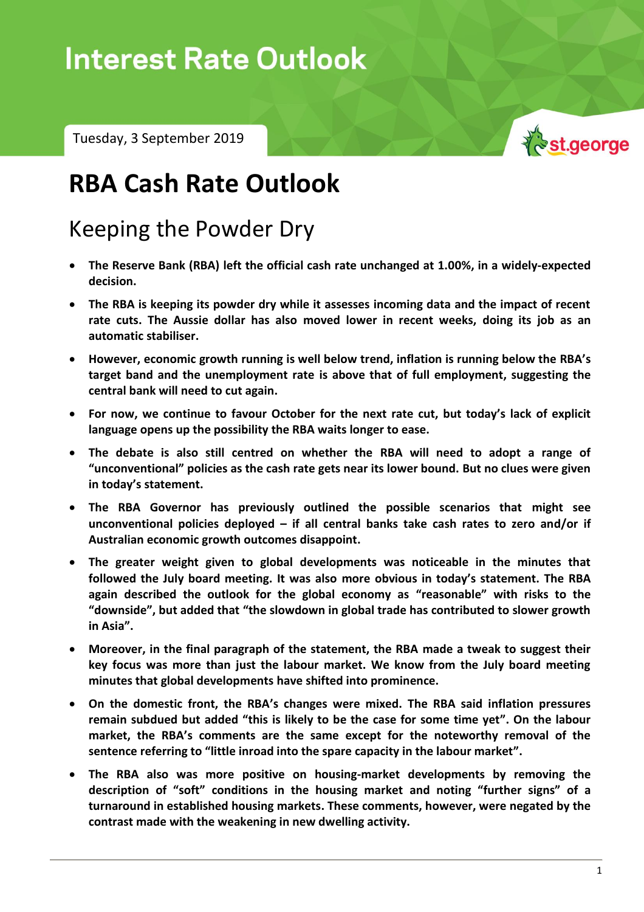Interest Rate Outlook

Tuesday, 3 September 2019

# RBA Cash Rate Outlook

## Keeping the Powder Dry

- **The Reserve Bank (RBA) left the official cash rate unchanged at 1.00%, in a widely-expected decision.**
- **The RBA is keeping its powder dry while it assesses incoming data and the impact of recent rate cuts. The Aussie dollar has also moved lower in recent weeks, doing its job as an automatic stabiliser.**
- **However, economic growth running is well below trend, inflation is running below the RBA's target band and the unemployment rate is above that of full employment, suggesting the central bank will need to cut again.**
- **For now, we continue to favour October for the next rate cut, but today's lack of explicit language opens up the possibility the RBA waits longer to ease.**
- **The debate is also still centred on whether the RBA will need to adopt a range of "unconventional" policies as the cash rate gets near its lower bound. But no clues were given in today's statement.**
- **The RBA Governor has previously outlined the possible scenarios that might see unconventional policies deployed – if all central banks take cash rates to zero and/or if Australian economic growth outcomes disappoint.**
- **The greater weight given to global developments was noticeable in the minutes that followed the July board meeting. It was also more obvious in today's statement. The RBA again described the outlook for the global economy as "reasonable" with risks to the "downside", but added that "the slowdown in global trade has contributed to slower growth in Asia".**
- **Moreover, in the final paragraph of the statement, the RBA made a tweak to suggest their key focus was more than just the labour market. We know from the July board meeting minutes that global developments have shifted into prominence.**
- **On the domestic front, the RBA's changes were mixed. The RBA said inflation pressures remain subdued but added "this is likely to be the case for some time yet". On the labour market, the RBA's comments are the same except for the noteworthy removal of the sentence referring to "little inroad into the spare capacity in the labour market".**
- **The RBA also was more positive on housing-market developments by removing the description of "soft" conditions in the housing market and noting "further signs" of a turnaround in established housing markets. These comments, however, were negated by the contrast made with the weakening in new dwelling activity.**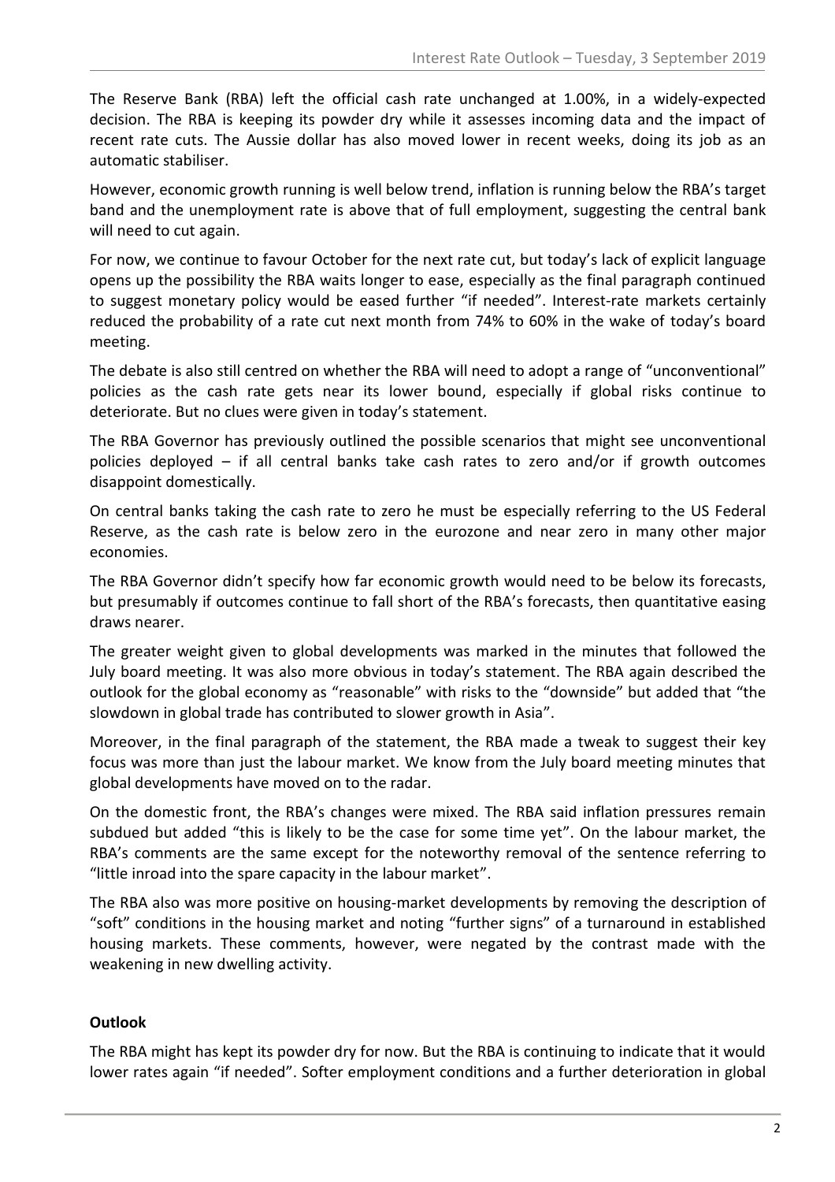The Reserve Bank (RBA) left the official cash rate unchanged at 1.00%, in a widely-expected decision. The RBA is keeping its powder dry while it assesses incoming data and the impact of recent rate cuts. The Aussie dollar has also moved lower in recent weeks, doing its job as an automatic stabiliser.

However, economic growth running is well below trend, inflation is running below the RBA's target band and the unemployment rate is above that of full employment, suggesting the central bank will need to cut again.

For now, we continue to favour October for the next rate cut, but today's lack of explicit language opens up the possibility the RBA waits longer to ease, especially as the final paragraph continued to suggest monetary policy would be eased further "if needed". Interest-rate markets certainly reduced the probability of a rate cut next month from 74% to 60% in the wake of today's board meeting.

The debate is also still centred on whether the RBA will need to adopt a range of "unconventional" policies as the cash rate gets near its lower bound, especially if global risks continue to deteriorate. But no clues were given in today's statement.

The RBA Governor has previously outlined the possible scenarios that might see unconventional policies deployed – if all central banks take cash rates to zero and/or if growth outcomes disappoint domestically.

On central banks taking the cash rate to zero he must be especially referring to the US Federal Reserve, as the cash rate is below zero in the eurozone and near zero in many other major economies.

The RBA Governor didn't specify how far economic growth would need to be below its forecasts, but presumably if outcomes continue to fall short of the RBA's forecasts, then quantitative easing draws nearer.

The greater weight given to global developments was marked in the minutes that followed the July board meeting. It was also more obvious in today's statement. The RBA again described the outlook for the global economy as "reasonable" with risks to the "downside" but added that "the slowdown in global trade has contributed to slower growth in Asia".

Moreover, in the final paragraph of the statement, the RBA made a tweak to suggest their key focus was more than just the labour market. We know from the July board meeting minutes that global developments have moved on to the radar.

On the domestic front, the RBA's changes were mixed. The RBA said inflation pressures remain subdued but added "this is likely to be the case for some time yet". On the labour market, the RBA's comments are the same except for the noteworthy removal of the sentence referring to "little inroad into the spare capacity in the labour market".

The RBA also was more positive on housing-market developments by removing the description of "soft" conditions in the housing market and noting "further signs" of a turnaround in established housing markets. These comments, however, were negated by the contrast made with the weakening in new dwelling activity.

**Outlook**

The RBA might has kept its powder dry for now. But the RBA is continuing to indicate that it would lower rates again "if needed". Softer employment conditions and a further deterioration in global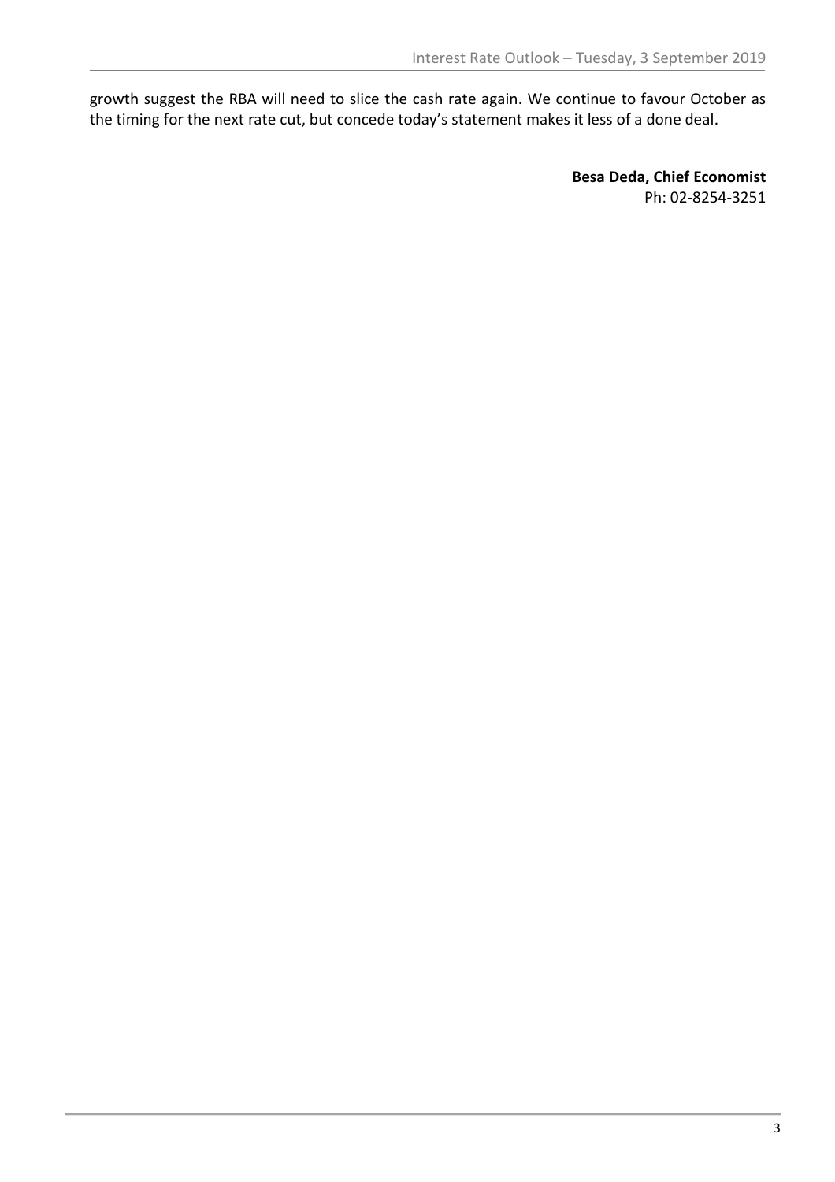growth suggest the RBA will need to slice the cash rate again. We continue to favour October as the timing for the next rate cut, but concede today's statement makes it less of a done deal.

**Besa Deda, Chief Economist**
Ph: 02-8254-3251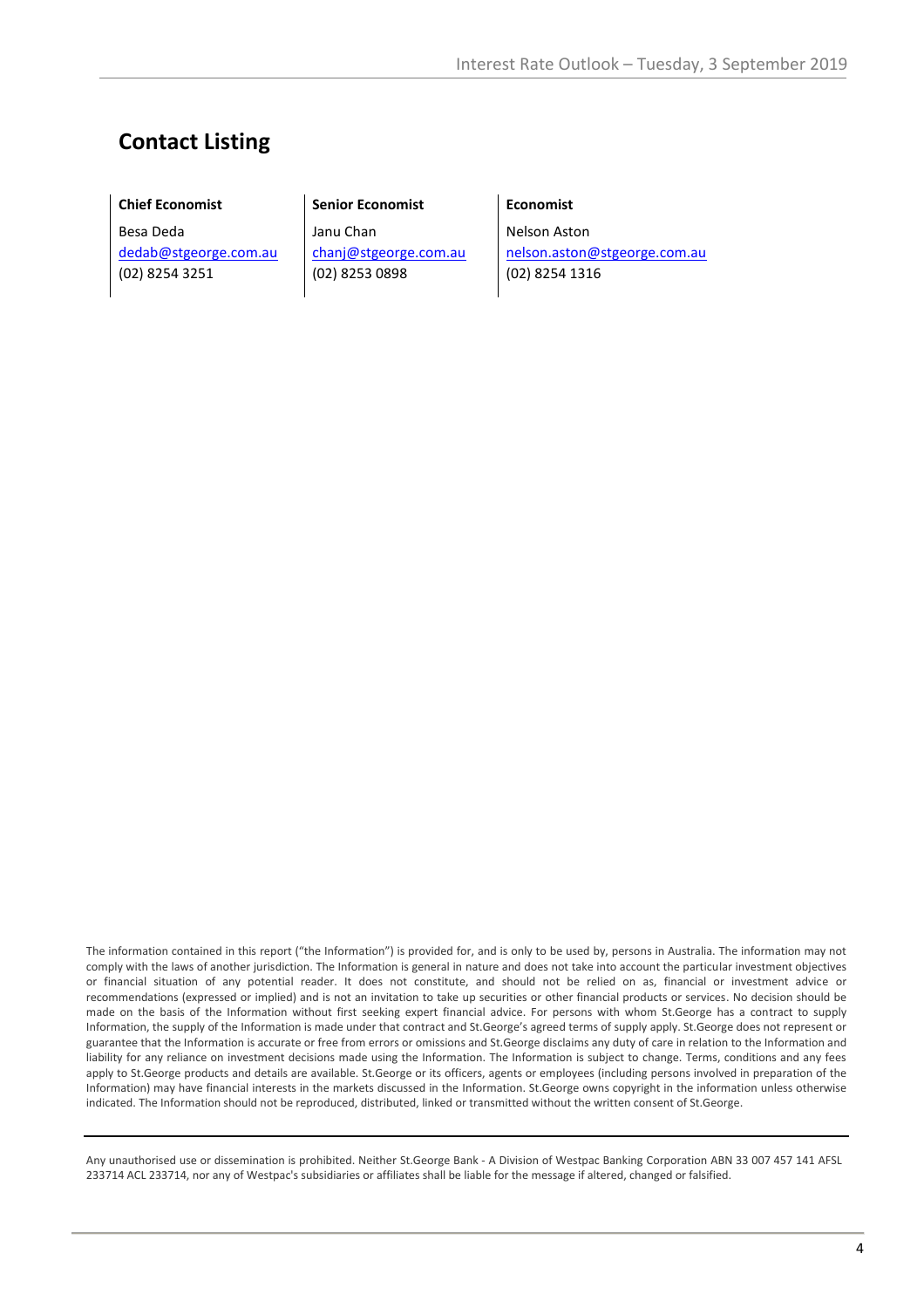## Contact Listing

**Chief Economist**
Besa Deda
dedab@stgeorge.com.au
(02) 8254 3251

**Senior Economist**
Janu Chan
chanj@stgeorge.com.au
(02) 8253 0898

**Economist**
Nelson Aston
nelson.aston@stgeorge.com.au
(02) 8254 1316

The information contained in this report ("the Information") is provided for, and is only to be used by, persons in Australia. The information may not comply with the laws of another jurisdiction. The Information is general in nature and does not take into account the particular investment objectives or financial situation of any potential reader. It does not constitute, and should not be relied on as, financial or investment advice or recommendations (expressed or implied) and is not an invitation to take up securities or other financial products or services. No decision should be made on the basis of the Information without first seeking expert financial advice. For persons with whom St.George has a contract to supply Information, the supply of the Information is made under that contract and St.George's agreed terms of supply apply. St.George does not represent or guarantee that the Information is accurate or free from errors or omissions and St.George disclaims any duty of care in relation to the Information and liability for any reliance on investment decisions made using the Information. The Information is subject to change. Terms, conditions and any fees apply to St.George products and details are available. St.George or its officers, agents or employees (including persons involved in preparation of the Information) may have financial interests in the markets discussed in the Information. St.George owns copyright in the information unless otherwise indicated. The Information should not be reproduced, distributed, linked or transmitted without the written consent of St.George.

---

Any unauthorised use or dissemination is prohibited. Neither St.George Bank - A Division of Westpac Banking Corporation ABN 33 007 457 141 AFSL 233714 ACL 233714, nor any of Westpac's subsidiaries or affiliates shall be liable for the message if altered, changed or falsified.